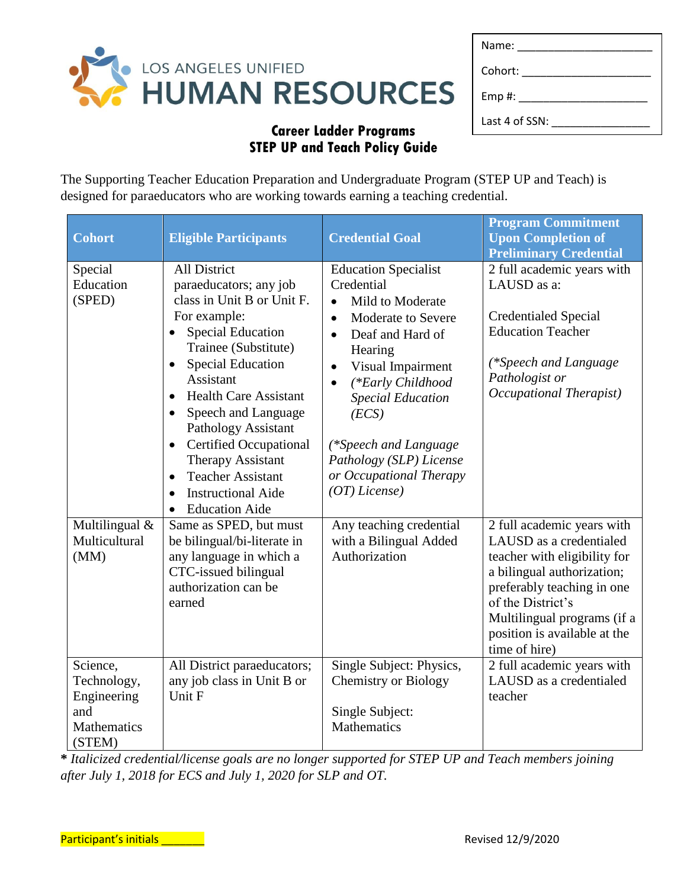LOS ANGELES UNIFIED
# HUMAN RESOURCES

Name: ______________________

Cohort: ______________________

Emp #: ______________________

Last 4 of SSN: ________________

## Career Ladder Programs
## STEP UP and Teach Policy Guide

The Supporting Teacher Education Preparation and Undergraduate Program (STEP UP and Teach) is designed for paraeducators who are working towards earning a teaching credential.

| Cohort | Eligible Participants | Credential Goal | Program Commitment Upon Completion of Preliminary Credential |
|---|---|---|---|
| Special Education (SPED) | All District paraeducators; any job class in Unit B or Unit F. For example:<br>• Special Education Trainee (Substitute)<br>• Special Education Assistant<br>• Health Care Assistant<br>• Speech and Language Pathology Assistant<br>• Certified Occupational Therapy Assistant<br>• Teacher Assistant<br>• Instructional Aide<br>• Education Aide | Education Specialist Credential<br>• Mild to Moderate<br>• Moderate to Severe<br>• Deaf and Hard of Hearing<br>• Visual Impairment<br>• *(\*Early Childhood Special Education (ECS)*<br><br>*(\*Speech and Language Pathology (SLP) License or Occupational Therapy (OT) License)* | 2 full academic years with LAUSD as a:<br><br>Credentialed Special Education Teacher<br><br>*(\*Speech and Language Pathologist or Occupational Therapist)* |
| Multilingual & Multicultural (MM) | Same as SPED, but must be bilingual/bi-literate in any language in which a CTC-issued bilingual authorization can be earned | Any teaching credential with a Bilingual Added Authorization | 2 full academic years with LAUSD as a credentialed teacher with eligibility for a bilingual authorization; preferably teaching in one of the District's Multilingual programs (if a position is available at the time of hire) |
| Science, Technology, Engineering and Mathematics (STEM) | All District paraeducators; any job class in Unit B or Unit F | Single Subject: Physics, Chemistry or Biology<br><br>Single Subject: Mathematics | 2 full academic years with LAUSD as a credentialed teacher |

**\*** *Italicized credential/license goals are no longer supported for STEP UP and Teach members joining after July 1, 2018 for ECS and July 1, 2020 for SLP and OT.*

Participant's initials _______

Revised 12/9/2020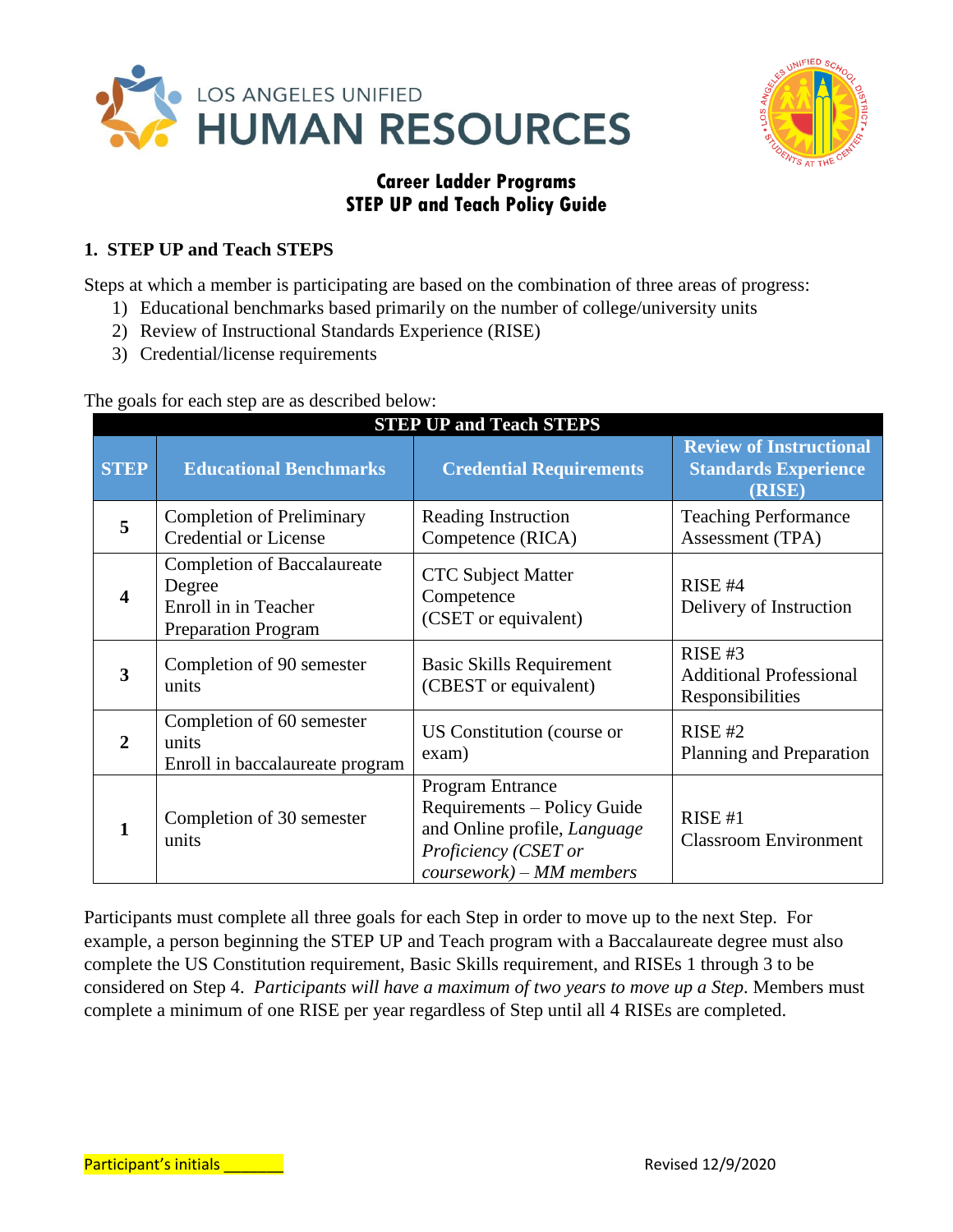LOS ANGELES UNIFIED HUMAN RESOURCES

## Career Ladder Programs
## STEP UP and Teach Policy Guide

### 1. STEP UP and Teach STEPS

Steps at which a member is participating are based on the combination of three areas of progress:

1) Educational benchmarks based primarily on the number of college/university units
2) Review of Instructional Standards Experience (RISE)
3) Credential/license requirements

The goals for each step are as described below:

| STEP UP and Teach STEPS | | | |
|---|---|---|---|
| **STEP** | **Educational Benchmarks** | **Credential Requirements** | **Review of Instructional Standards Experience (RISE)** |
| **5** | Completion of Preliminary Credential or License | Reading Instruction Competence (RICA) | Teaching Performance Assessment (TPA) |
| **4** | Completion of Baccalaureate Degree<br>Enroll in in Teacher Preparation Program | CTC Subject Matter Competence (CSET or equivalent) | RISE #4<br>Delivery of Instruction |
| **3** | Completion of 90 semester units | Basic Skills Requirement (CBEST or equivalent) | RISE #3<br>Additional Professional Responsibilities |
| **2** | Completion of 60 semester units<br>Enroll in baccalaureate program | US Constitution (course or exam) | RISE #2<br>Planning and Preparation |
| **1** | Completion of 30 semester units | Program Entrance Requirements – Policy Guide and Online profile, *Language Proficiency (CSET or coursework) – MM members* | RISE #1<br>Classroom Environment |

Participants must complete all three goals for each Step in order to move up to the next Step. For example, a person beginning the STEP UP and Teach program with a Baccalaureate degree must also complete the US Constitution requirement, Basic Skills requirement, and RISEs 1 through 3 to be considered on Step 4. *Participants will have a maximum of two years to move up a Step*. Members must complete a minimum of one RISE per year regardless of Step until all 4 RISEs are completed.

Participant's initials _______

Revised 12/9/2020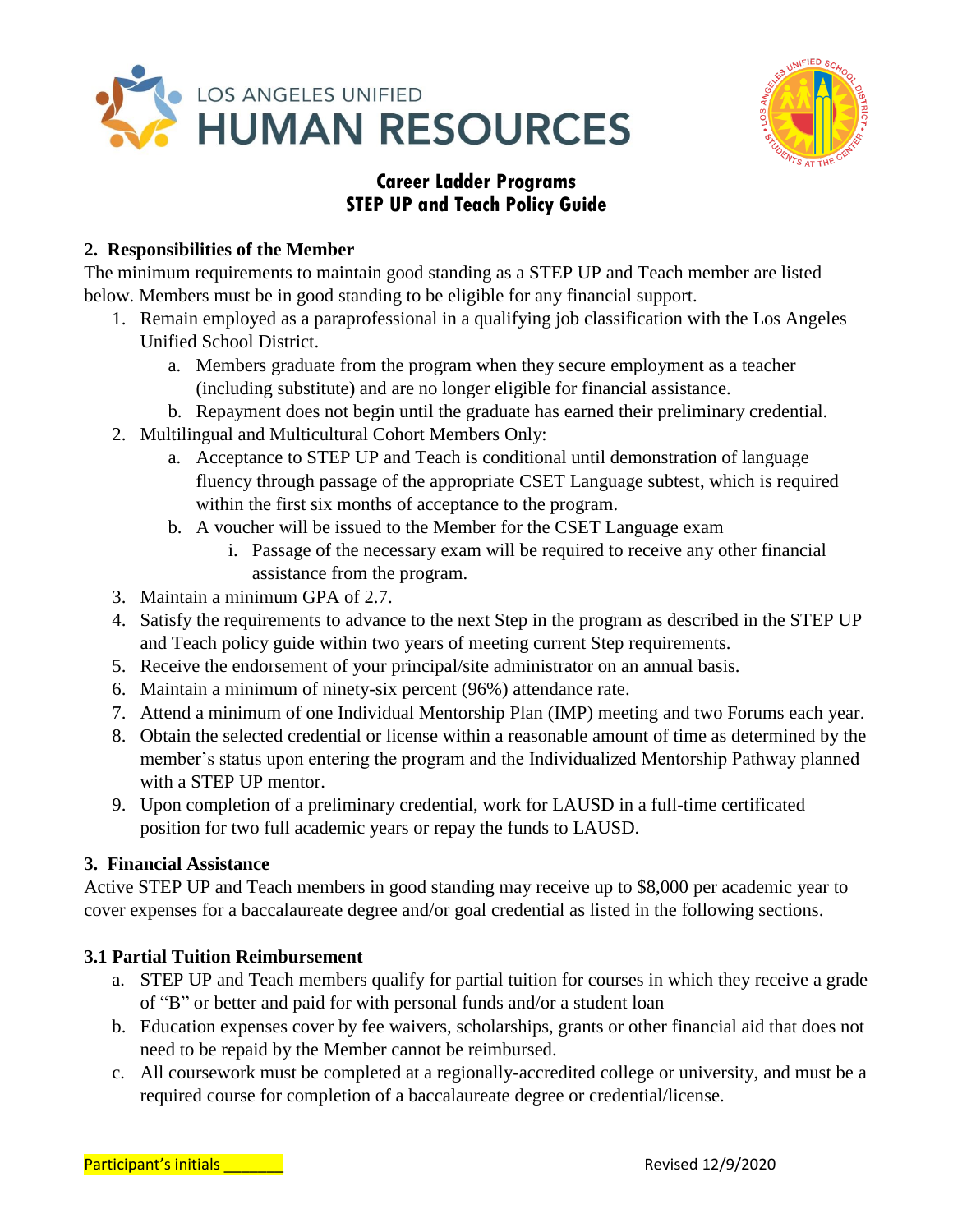# Career Ladder Programs
# STEP UP and Teach Policy Guide

## 2. Responsibilities of the Member

The minimum requirements to maintain good standing as a STEP UP and Teach member are listed below. Members must be in good standing to be eligible for any financial support.

1. Remain employed as a paraprofessional in a qualifying job classification with the Los Angeles Unified School District.
   a. Members graduate from the program when they secure employment as a teacher (including substitute) and are no longer eligible for financial assistance.
   b. Repayment does not begin until the graduate has earned their preliminary credential.
2. Multilingual and Multicultural Cohort Members Only:
   a. Acceptance to STEP UP and Teach is conditional until demonstration of language fluency through passage of the appropriate CSET Language subtest, which is required within the first six months of acceptance to the program.
   b. A voucher will be issued to the Member for the CSET Language exam
      i. Passage of the necessary exam will be required to receive any other financial assistance from the program.
3. Maintain a minimum GPA of 2.7.
4. Satisfy the requirements to advance to the next Step in the program as described in the STEP UP and Teach policy guide within two years of meeting current Step requirements.
5. Receive the endorsement of your principal/site administrator on an annual basis.
6. Maintain a minimum of ninety-six percent (96%) attendance rate.
7. Attend a minimum of one Individual Mentorship Plan (IMP) meeting and two Forums each year.
8. Obtain the selected credential or license within a reasonable amount of time as determined by the member's status upon entering the program and the Individualized Mentorship Pathway planned with a STEP UP mentor.
9. Upon completion of a preliminary credential, work for LAUSD in a full-time certificated position for two full academic years or repay the funds to LAUSD.

## 3. Financial Assistance

Active STEP UP and Teach members in good standing may receive up to $8,000 per academic year to cover expenses for a baccalaureate degree and/or goal credential as listed in the following sections.

### 3.1 Partial Tuition Reimbursement

a. STEP UP and Teach members qualify for partial tuition for courses in which they receive a grade of "B" or better and paid for with personal funds and/or a student loan
b. Education expenses cover by fee waivers, scholarships, grants or other financial aid that does not need to be repaid by the Member cannot be reimbursed.
c. All coursework must be completed at a regionally-accredited college or university, and must be a required course for completion of a baccalaureate degree or credential/license.

Participant's initials _______

Revised 12/9/2020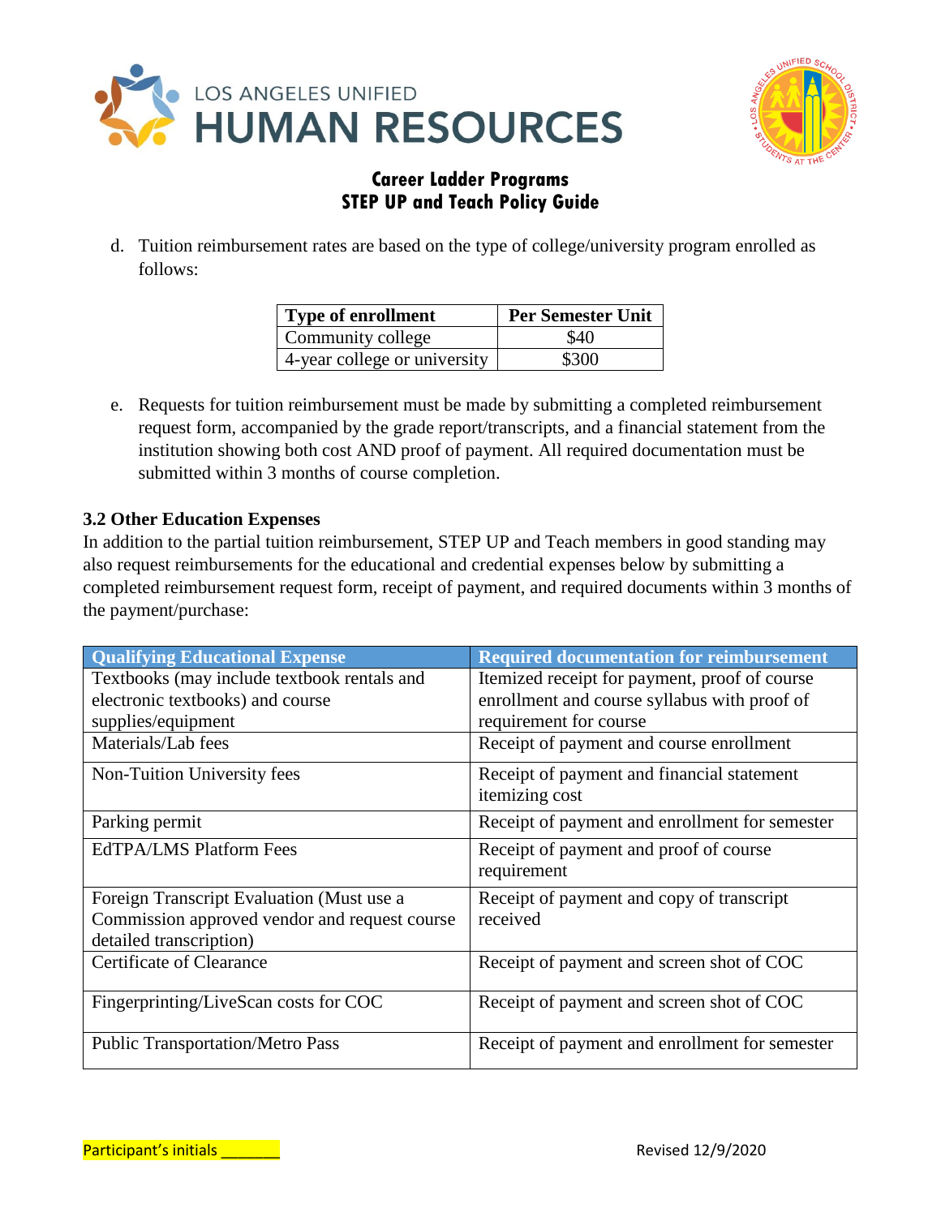d. Tuition reimbursement rates are based on the type of college/university program enrolled as follows:

| Type of enrollment | Per Semester Unit |
|---|---|
| Community college | $40 |
| 4-year college or university | $300 |

e. Requests for tuition reimbursement must be made by submitting a completed reimbursement request form, accompanied by the grade report/transcripts, and a financial statement from the institution showing both cost AND proof of payment. All required documentation must be submitted within 3 months of course completion.

### 3.2 Other Education Expenses

In addition to the partial tuition reimbursement, STEP UP and Teach members in good standing may also request reimbursements for the educational and credential expenses below by submitting a completed reimbursement request form, receipt of payment, and required documents within 3 months of the payment/purchase:

| Qualifying Educational Expense | Required documentation for reimbursement |
|---|---|
| Textbooks (may include textbook rentals and electronic textbooks) and course supplies/equipment | Itemized receipt for payment, proof of course enrollment and course syllabus with proof of requirement for course |
| Materials/Lab fees | Receipt of payment and course enrollment |
| Non-Tuition University fees | Receipt of payment and financial statement itemizing cost |
| Parking permit | Receipt of payment and enrollment for semester |
| EdTPA/LMS Platform Fees | Receipt of payment and proof of course requirement |
| Foreign Transcript Evaluation (Must use a Commission approved vendor and request course detailed transcription) | Receipt of payment and copy of transcript received |
| Certificate of Clearance | Receipt of payment and screen shot of COC |
| Fingerprinting/LiveScan costs for COC | Receipt of payment and screen shot of COC |
| Public Transportation/Metro Pass | Receipt of payment and enrollment for semester |

Participant's initials _______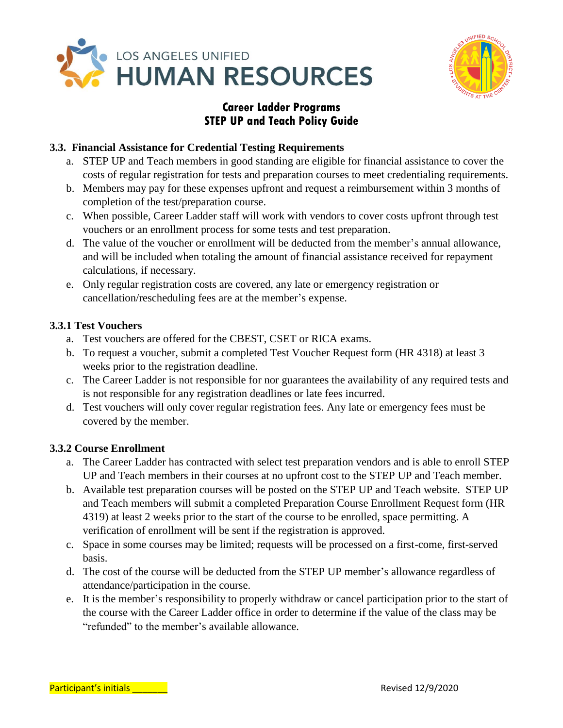### 3.3. Financial Assistance for Credential Testing Requirements

a. STEP UP and Teach members in good standing are eligible for financial assistance to cover the costs of regular registration for tests and preparation courses to meet credentialing requirements.
b. Members may pay for these expenses upfront and request a reimbursement within 3 months of completion of the test/preparation course.
c. When possible, Career Ladder staff will work with vendors to cover costs upfront through test vouchers or an enrollment process for some tests and test preparation.
d. The value of the voucher or enrollment will be deducted from the member's annual allowance, and will be included when totaling the amount of financial assistance received for repayment calculations, if necessary.
e. Only regular registration costs are covered, any late or emergency registration or cancellation/rescheduling fees are at the member's expense.

### 3.3.1 Test Vouchers

a. Test vouchers are offered for the CBEST, CSET or RICA exams.
b. To request a voucher, submit a completed Test Voucher Request form (HR 4318) at least 3 weeks prior to the registration deadline.
c. The Career Ladder is not responsible for nor guarantees the availability of any required tests and is not responsible for any registration deadlines or late fees incurred.
d. Test vouchers will only cover regular registration fees. Any late or emergency fees must be covered by the member.

### 3.3.2 Course Enrollment

a. The Career Ladder has contracted with select test preparation vendors and is able to enroll STEP UP and Teach members in their courses at no upfront cost to the STEP UP and Teach member.
b. Available test preparation courses will be posted on the STEP UP and Teach website. STEP UP and Teach members will submit a completed Preparation Course Enrollment Request form (HR 4319) at least 2 weeks prior to the start of the course to be enrolled, space permitting. A verification of enrollment will be sent if the registration is approved.
c. Space in some courses may be limited; requests will be processed on a first-come, first-served basis.
d. The cost of the course will be deducted from the STEP UP member's allowance regardless of attendance/participation in the course.
e. It is the member's responsibility to properly withdraw or cancel participation prior to the start of the course with the Career Ladder office in order to determine if the value of the class may be "refunded" to the member's available allowance.

Participant's initials _______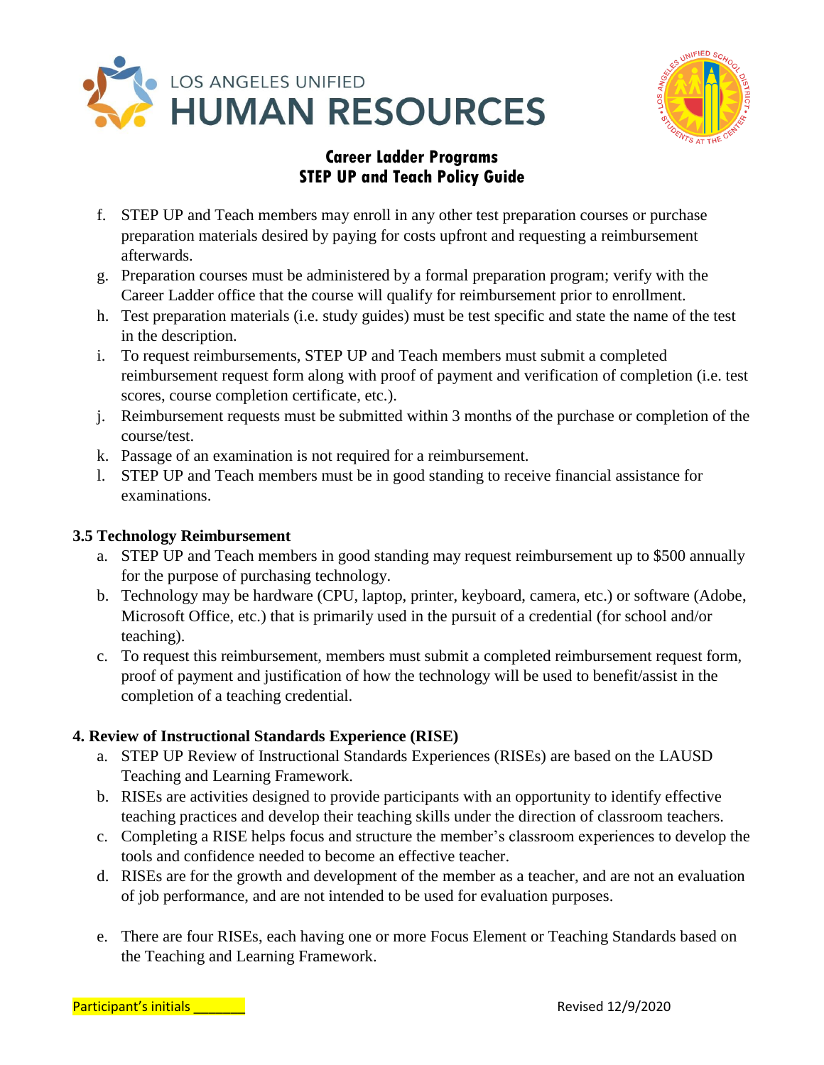f. STEP UP and Teach members may enroll in any other test preparation courses or purchase preparation materials desired by paying for costs upfront and requesting a reimbursement afterwards.
g. Preparation courses must be administered by a formal preparation program; verify with the Career Ladder office that the course will qualify for reimbursement prior to enrollment.
h. Test preparation materials (i.e. study guides) must be test specific and state the name of the test in the description.
i. To request reimbursements, STEP UP and Teach members must submit a completed reimbursement request form along with proof of payment and verification of completion (i.e. test scores, course completion certificate, etc.).
j. Reimbursement requests must be submitted within 3 months of the purchase or completion of the course/test.
k. Passage of an examination is not required for a reimbursement.
l. STEP UP and Teach members must be in good standing to receive financial assistance for examinations.

### 3.5 Technology Reimbursement

a. STEP UP and Teach members in good standing may request reimbursement up to $500 annually for the purpose of purchasing technology.
b. Technology may be hardware (CPU, laptop, printer, keyboard, camera, etc.) or software (Adobe, Microsoft Office, etc.) that is primarily used in the pursuit of a credential (for school and/or teaching).
c. To request this reimbursement, members must submit a completed reimbursement request form, proof of payment and justification of how the technology will be used to benefit/assist in the completion of a teaching credential.

## 4. Review of Instructional Standards Experience (RISE)

a. STEP UP Review of Instructional Standards Experiences (RISEs) are based on the LAUSD Teaching and Learning Framework.
b. RISEs are activities designed to provide participants with an opportunity to identify effective teaching practices and develop their teaching skills under the direction of classroom teachers.
c. Completing a RISE helps focus and structure the member's classroom experiences to develop the tools and confidence needed to become an effective teacher.
d. RISEs are for the growth and development of the member as a teacher, and are not an evaluation of job performance, and are not intended to be used for evaluation purposes.

e. There are four RISEs, each having one or more Focus Element or Teaching Standards based on the Teaching and Learning Framework.

Participant's initials _______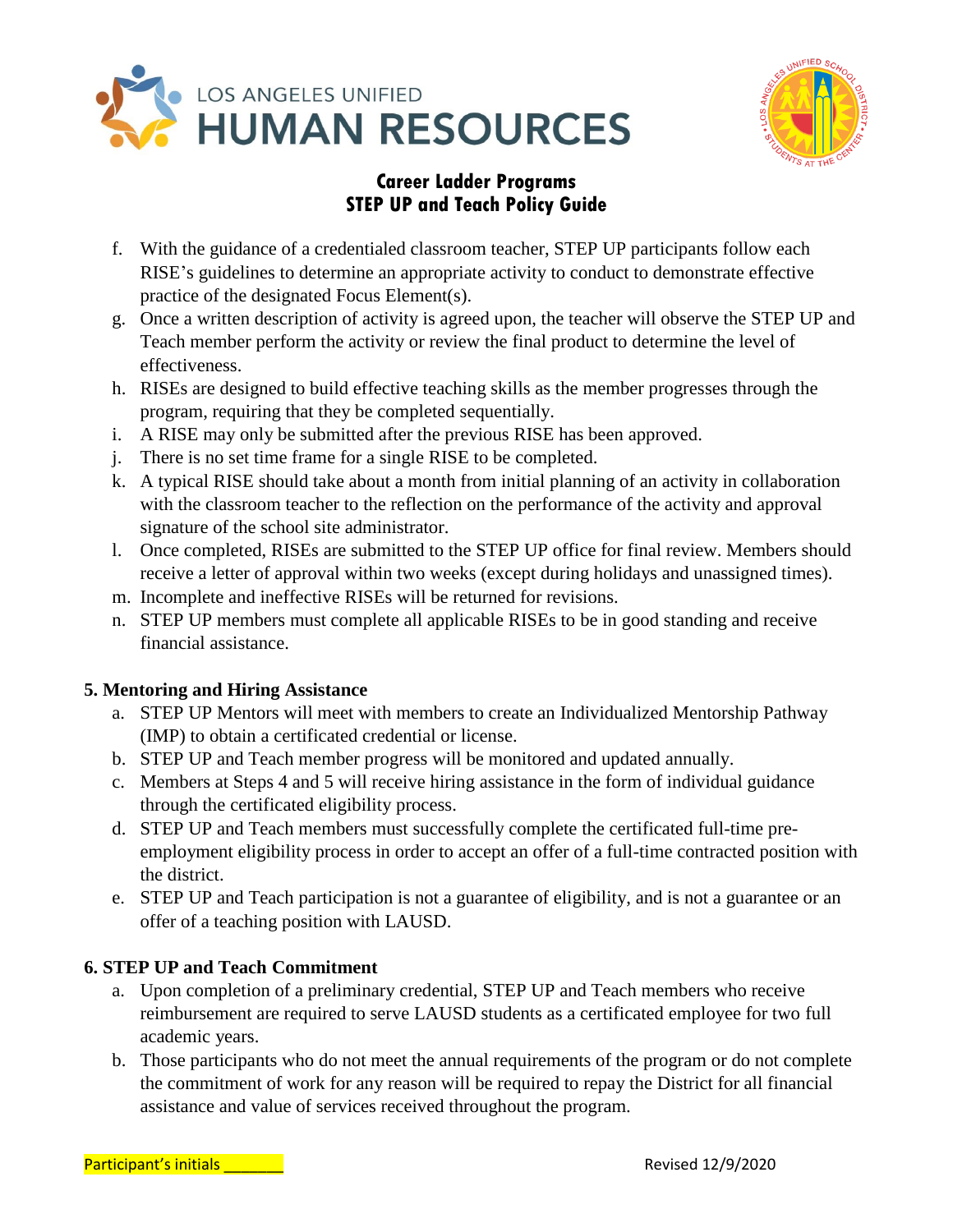f. With the guidance of a credentialed classroom teacher, STEP UP participants follow each RISE's guidelines to determine an appropriate activity to conduct to demonstrate effective practice of the designated Focus Element(s).
g. Once a written description of activity is agreed upon, the teacher will observe the STEP UP and Teach member perform the activity or review the final product to determine the level of effectiveness.
h. RISEs are designed to build effective teaching skills as the member progresses through the program, requiring that they be completed sequentially.
i. A RISE may only be submitted after the previous RISE has been approved.
j. There is no set time frame for a single RISE to be completed.
k. A typical RISE should take about a month from initial planning of an activity in collaboration with the classroom teacher to the reflection on the performance of the activity and approval signature of the school site administrator.
l. Once completed, RISEs are submitted to the STEP UP office for final review. Members should receive a letter of approval within two weeks (except during holidays and unassigned times).
m. Incomplete and ineffective RISEs will be returned for revisions.
n. STEP UP members must complete all applicable RISEs to be in good standing and receive financial assistance.

**5. Mentoring and Hiring Assistance**

a. STEP UP Mentors will meet with members to create an Individualized Mentorship Pathway (IMP) to obtain a certificated credential or license.
b. STEP UP and Teach member progress will be monitored and updated annually.
c. Members at Steps 4 and 5 will receive hiring assistance in the form of individual guidance through the certificated eligibility process.
d. STEP UP and Teach members must successfully complete the certificated full-time pre-employment eligibility process in order to accept an offer of a full-time contracted position with the district.
e. STEP UP and Teach participation is not a guarantee of eligibility, and is not a guarantee or an offer of a teaching position with LAUSD.

**6. STEP UP and Teach Commitment**

a. Upon completion of a preliminary credential, STEP UP and Teach members who receive reimbursement are required to serve LAUSD students as a certificated employee for two full academic years.
b. Those participants who do not meet the annual requirements of the program or do not complete the commitment of work for any reason will be required to repay the District for all financial assistance and value of services received throughout the program.

Participant's initials _______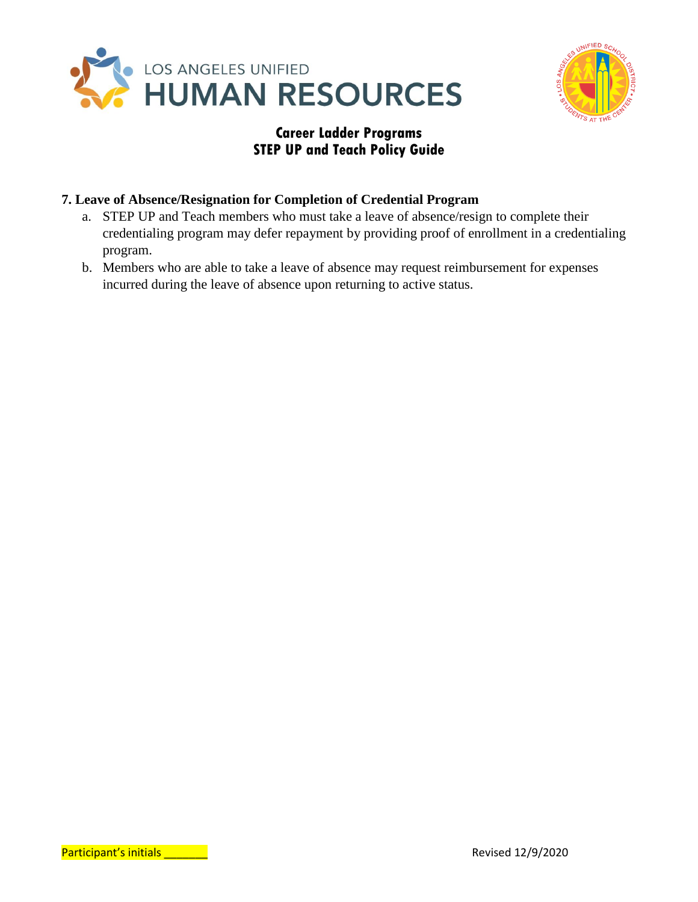### 7. Leave of Absence/Resignation for Completion of Credential Program

a. STEP UP and Teach members who must take a leave of absence/resign to complete their credentialing program may defer repayment by providing proof of enrollment in a credentialing program.

b. Members who are able to take a leave of absence may request reimbursement for expenses incurred during the leave of absence upon returning to active status.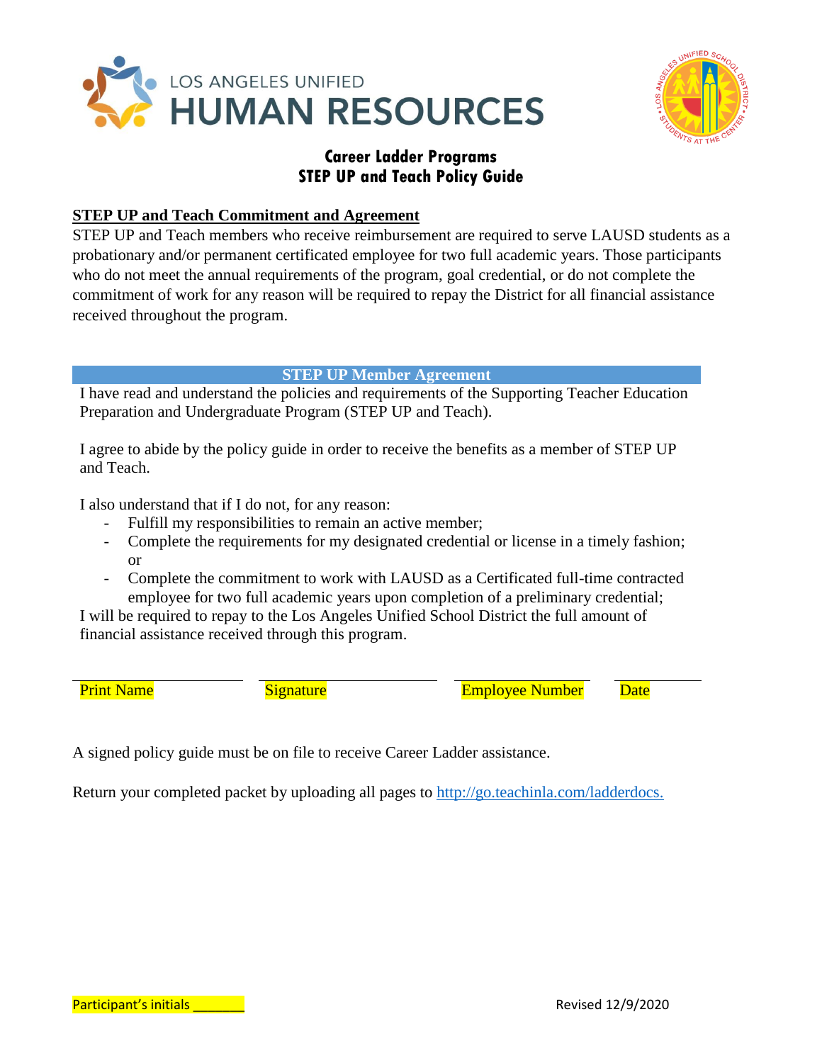LOS ANGELES UNIFIED HUMAN RESOURCES

## Career Ladder Programs
## STEP UP and Teach Policy Guide

**STEP UP and Teach Commitment and Agreement**

STEP UP and Teach members who receive reimbursement are required to serve LAUSD students as a probationary and/or permanent certificated employee for two full academic years. Those participants who do not meet the annual requirements of the program, goal credential, or do not complete the commitment of work for any reason will be required to repay the District for all financial assistance received throughout the program.

**STEP UP Member Agreement**

I have read and understand the policies and requirements of the Supporting Teacher Education Preparation and Undergraduate Program (STEP UP and Teach).

I agree to abide by the policy guide in order to receive the benefits as a member of STEP UP and Teach.

I also understand that if I do not, for any reason:

- Fulfill my responsibilities to remain an active member;
- Complete the requirements for my designated credential or license in a timely fashion; or
- Complete the commitment to work with LAUSD as a Certificated full-time contracted employee for two full academic years upon completion of a preliminary credential;

I will be required to repay to the Los Angeles Unified School District the full amount of financial assistance received through this program.

| Print Name | Signature | Employee Number | Date |
|---|---|---|---|
| | | | |

A signed policy guide must be on file to receive Career Ladder assistance.

Return your completed packet by uploading all pages to http://go.teachinla.com/ladderdocs.

Participant's initials _______

Revised 12/9/2020